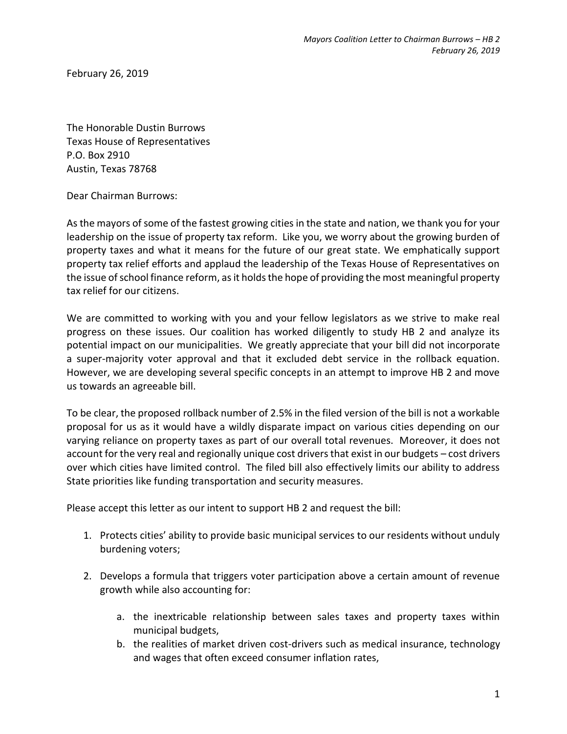February 26, 2019

The Honorable Dustin Burrows
Texas House of Representatives
P.O. Box 2910
Austin, Texas 78768

Dear Chairman Burrows:

As the mayors of some of the fastest growing cities in the state and nation, we thank you for your leadership on the issue of property tax reform. Like you, we worry about the growing burden of property taxes and what it means for the future of our great state. We emphatically support property tax relief efforts and applaud the leadership of the Texas House of Representatives on the issue of school finance reform, as it holds the hope of providing the most meaningful property tax relief for our citizens.

We are committed to working with you and your fellow legislators as we strive to make real progress on these issues. Our coalition has worked diligently to study HB 2 and analyze its potential impact on our municipalities. We greatly appreciate that your bill did not incorporate a super-majority voter approval and that it excluded debt service in the rollback equation. However, we are developing several specific concepts in an attempt to improve HB 2 and move us towards an agreeable bill.

To be clear, the proposed rollback number of 2.5% in the filed version of the bill is not a workable proposal for us as it would have a wildly disparate impact on various cities depending on our varying reliance on property taxes as part of our overall total revenues. Moreover, it does not account for the very real and regionally unique cost drivers that exist in our budgets – cost drivers over which cities have limited control. The filed bill also effectively limits our ability to address State priorities like funding transportation and security measures.

Please accept this letter as our intent to support HB 2 and request the bill:

1. Protects cities' ability to provide basic municipal services to our residents without unduly burdening voters;

2. Develops a formula that triggers voter participation above a certain amount of revenue growth while also accounting for:

    a. the inextricable relationship between sales taxes and property taxes within municipal budgets,
    b. the realities of market driven cost-drivers such as medical insurance, technology and wages that often exceed consumer inflation rates,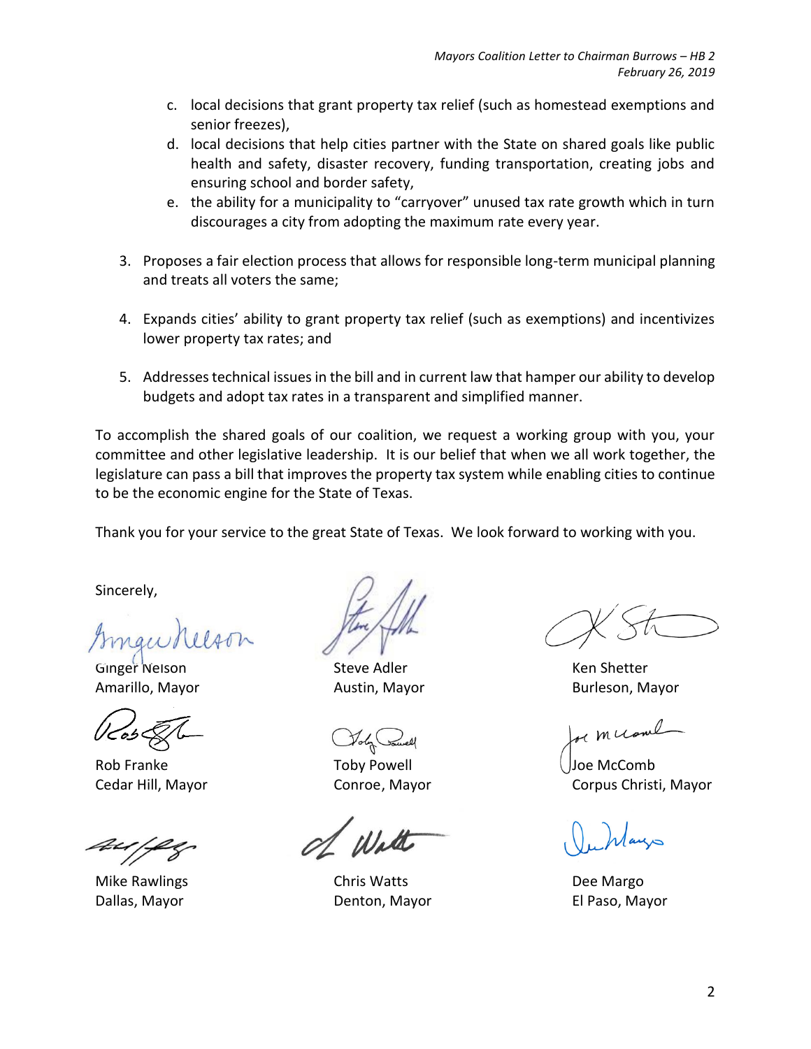c. local decisions that grant property tax relief (such as homestead exemptions and senior freezes),
   d. local decisions that help cities partner with the State on shared goals like public health and safety, disaster recovery, funding transportation, creating jobs and ensuring school and border safety,
   e. the ability for a municipality to "carryover" unused tax rate growth which in turn discourages a city from adopting the maximum rate every year.

3. Proposes a fair election process that allows for responsible long-term municipal planning and treats all voters the same;

4. Expands cities' ability to grant property tax relief (such as exemptions) and incentivizes lower property tax rates; and

5. Addresses technical issues in the bill and in current law that hamper our ability to develop budgets and adopt tax rates in a transparent and simplified manner.

To accomplish the shared goals of our coalition, we request a working group with you, your committee and other legislative leadership. It is our belief that when we all work together, the legislature can pass a bill that improves the property tax system while enabling cities to continue to be the economic engine for the State of Texas.

Thank you for your service to the great State of Texas. We look forward to working with you.

Sincerely,

Ginger Nelson
Amarillo, Mayor

Steve Adler
Austin, Mayor

Ken Shetter
Burleson, Mayor

Rob Franke
Cedar Hill, Mayor

Toby Powell
Conroe, Mayor

Joe McComb
Corpus Christi, Mayor

Mike Rawlings
Dallas, Mayor

Chris Watts
Denton, Mayor

Dee Margo
El Paso, Mayor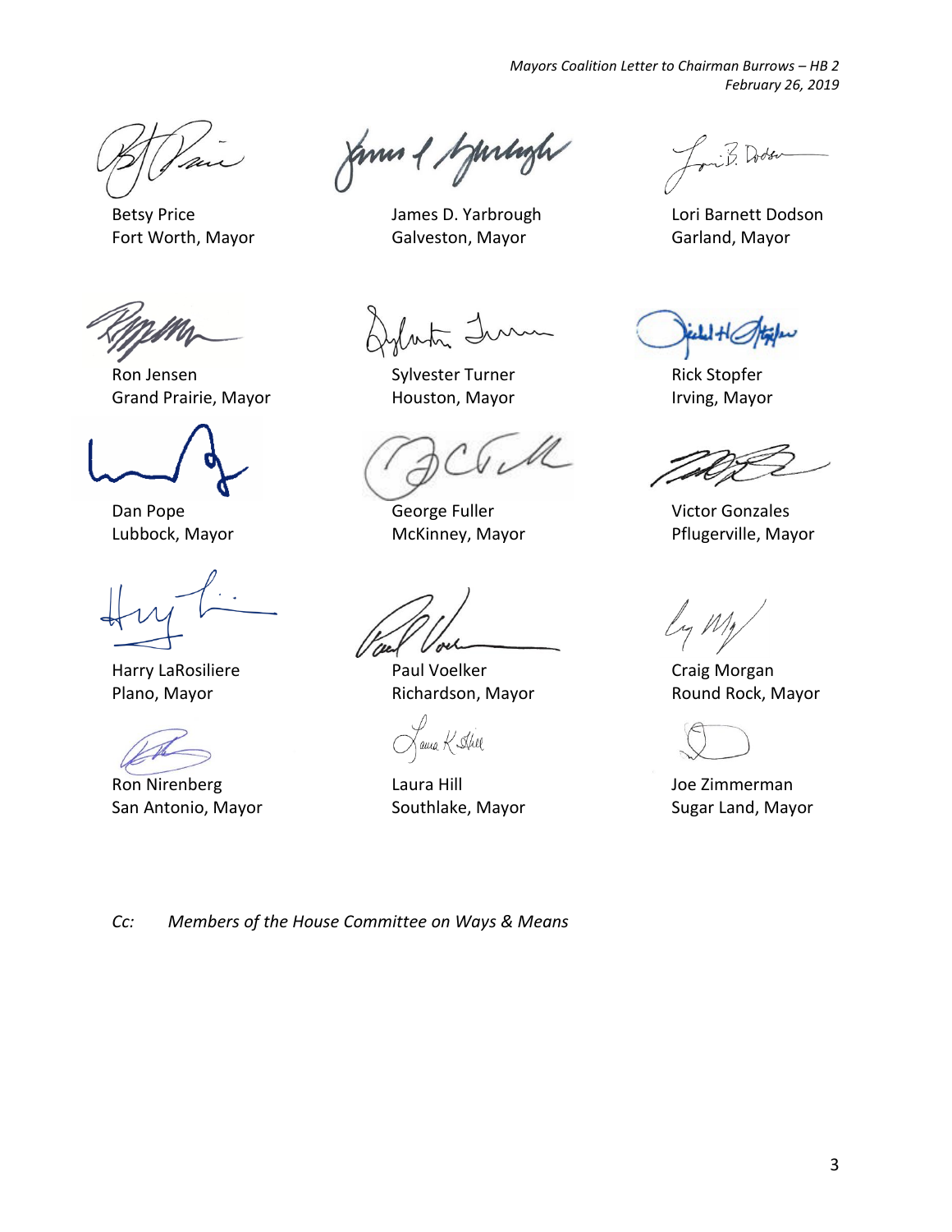Betsy Price
Fort Worth, Mayor

James D. Yarbrough
Galveston, Mayor

Lori Barnett Dodson
Garland, Mayor

Ron Jensen
Grand Prairie, Mayor

Sylvester Turner
Houston, Mayor

Rick Stopfer
Irving, Mayor

Dan Pope
Lubbock, Mayor

George Fuller
McKinney, Mayor

Victor Gonzales
Pflugerville, Mayor

Harry LaRosiliere
Plano, Mayor

Paul Voelker
Richardson, Mayor

Craig Morgan
Round Rock, Mayor

Ron Nirenberg
San Antonio, Mayor

Laura Hill
Southlake, Mayor

Joe Zimmerman
Sugar Land, Mayor

*Cc: Members of the House Committee on Ways & Means*